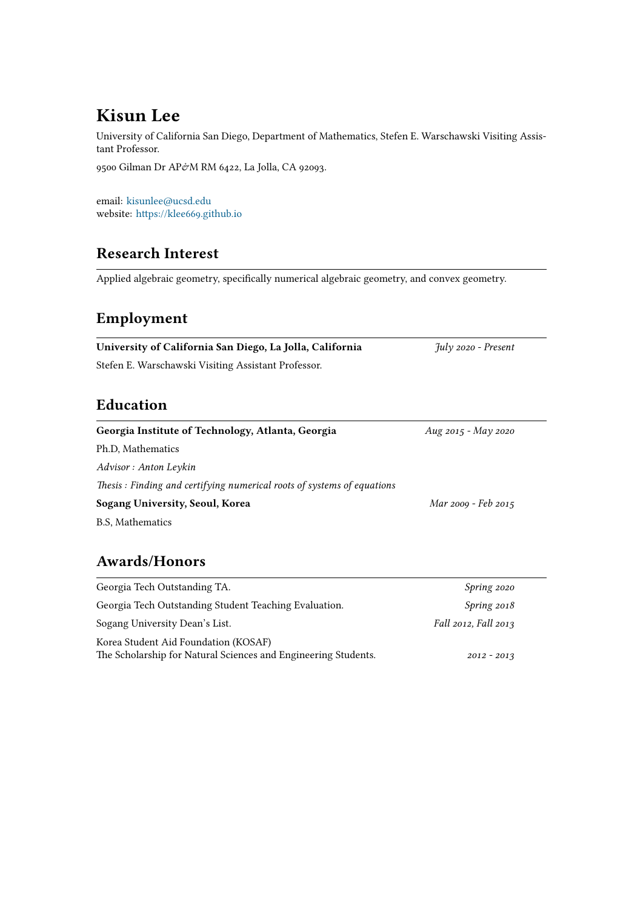# Kisun Lee

University of California San Diego, Department of Mathematics, Stefen E. Warschawski Visiting Assistant Professor.

9500 Gilman Dr AP&M RM 6422, La Jolla, CA 92093.

email: [kisunlee@ucsd.edu](mailto:kisunlee@ucsd.edu)
website: [https://klee669.github.io](https://klee669.github.io)

## Research Interest

Applied algebraic geometry, specifically numerical algebraic geometry, and convex geometry.

## Employment

**University of California San Diego, La Jolla, California** — *July 2020 - Present*

Stefen E. Warschawski Visiting Assistant Professor.

## Education

**Georgia Institute of Technology, Atlanta, Georgia** — *Aug 2015 - May 2020*

Ph.D, Mathematics

*Advisor : Anton Leykin*

*Thesis : Finding and certifying numerical roots of systems of equations*

**Sogang University, Seoul, Korea** — *Mar 2009 - Feb 2015*

B.S, Mathematics

## Awards/Honors

| | |
|---|---|
| Georgia Tech Outstanding TA. | *Spring 2020* |
| Georgia Tech Outstanding Student Teaching Evaluation. | *Spring 2018* |
| Sogang University Dean's List. | *Fall 2012, Fall 2013* |
| Korea Student Aid Foundation (KOSAF)<br>The Scholarship for Natural Sciences and Engineering Students. | *2012 - 2013* |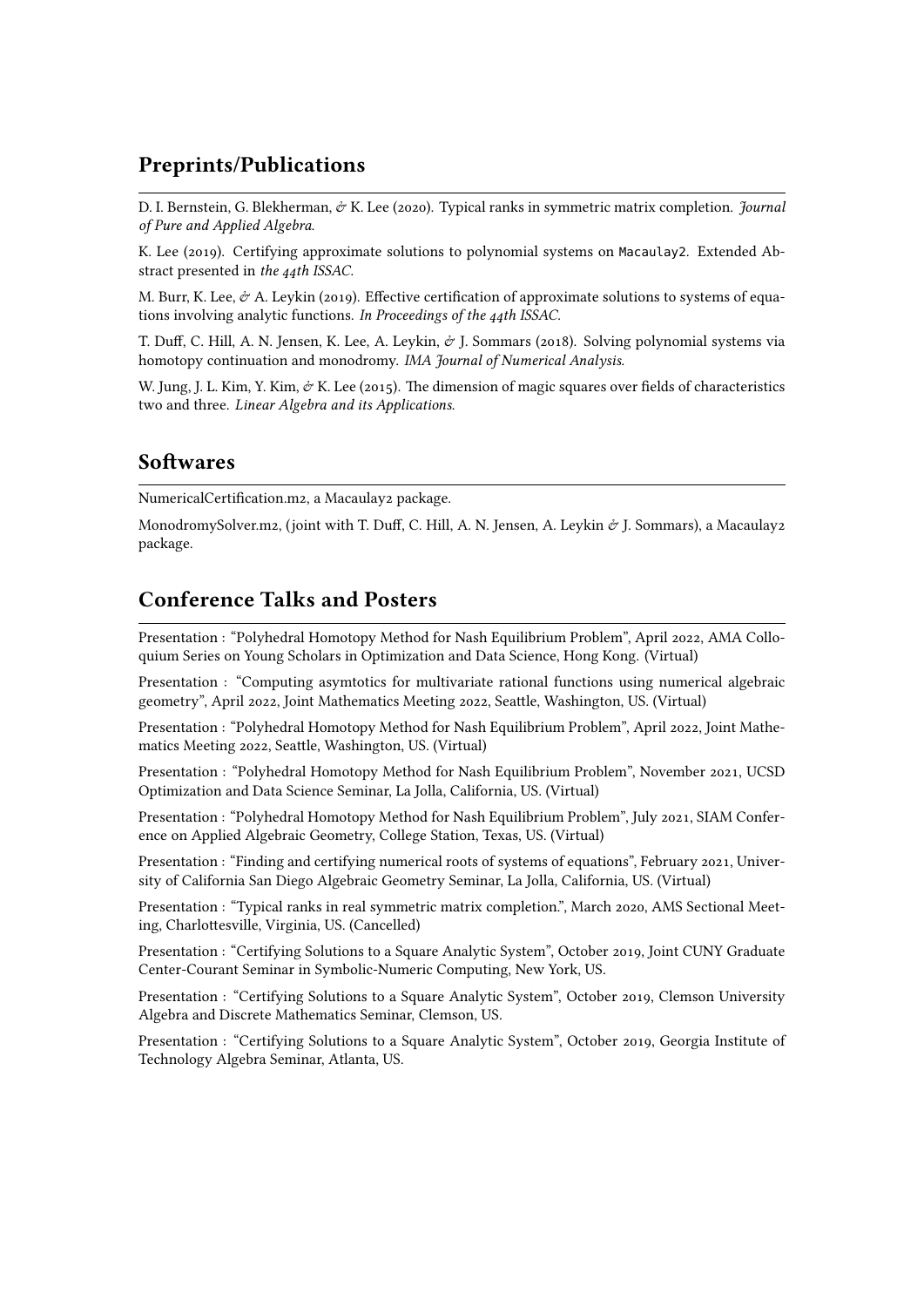## Preprints/Publications

D. I. Bernstein, G. Blekherman, & K. Lee (2020). Typical ranks in symmetric matrix completion. *Journal of Pure and Applied Algebra.*

K. Lee (2019). Certifying approximate solutions to polynomial systems on `Macaulay2`. Extended Abstract presented in *the 44th ISSAC.*

M. Burr, K. Lee, & A. Leykin (2019). Effective certification of approximate solutions to systems of equations involving analytic functions. *In Proceedings of the 44th ISSAC.*

T. Duff, C. Hill, A. N. Jensen, K. Lee, A. Leykin, & J. Sommars (2018). Solving polynomial systems via homotopy continuation and monodromy. *IMA Journal of Numerical Analysis.*

W. Jung, J. L. Kim, Y. Kim, & K. Lee (2015). The dimension of magic squares over fields of characteristics two and three. *Linear Algebra and its Applications.*

## Softwares

NumericalCertification.m2, a Macaulay2 package.

MonodromySolver.m2, (joint with T. Duff, C. Hill, A. N. Jensen, A. Leykin & J. Sommars), a Macaulay2 package.

## Conference Talks and Posters

Presentation : "Polyhedral Homotopy Method for Nash Equilibrium Problem", April 2022, AMA Colloquium Series on Young Scholars in Optimization and Data Science, Hong Kong. (Virtual)

Presentation : "Computing asymtotics for multivariate rational functions using numerical algebraic geometry", April 2022, Joint Mathematics Meeting 2022, Seattle, Washington, US. (Virtual)

Presentation : "Polyhedral Homotopy Method for Nash Equilibrium Problem", April 2022, Joint Mathematics Meeting 2022, Seattle, Washington, US. (Virtual)

Presentation : "Polyhedral Homotopy Method for Nash Equilibrium Problem", November 2021, UCSD Optimization and Data Science Seminar, La Jolla, California, US. (Virtual)

Presentation : "Polyhedral Homotopy Method for Nash Equilibrium Problem", July 2021, SIAM Conference on Applied Algebraic Geometry, College Station, Texas, US. (Virtual)

Presentation : "Finding and certifying numerical roots of systems of equations", February 2021, University of California San Diego Algebraic Geometry Seminar, La Jolla, California, US. (Virtual)

Presentation : "Typical ranks in real symmetric matrix completion.", March 2020, AMS Sectional Meeting, Charlottesville, Virginia, US. (Cancelled)

Presentation : "Certifying Solutions to a Square Analytic System", October 2019, Joint CUNY Graduate Center-Courant Seminar in Symbolic-Numeric Computing, New York, US.

Presentation : "Certifying Solutions to a Square Analytic System", October 2019, Clemson University Algebra and Discrete Mathematics Seminar, Clemson, US.

Presentation : "Certifying Solutions to a Square Analytic System", October 2019, Georgia Institute of Technology Algebra Seminar, Atlanta, US.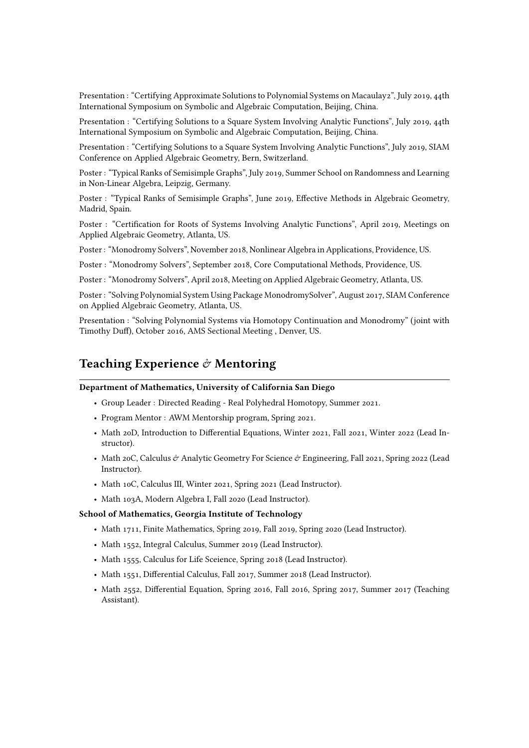Presentation : "Certifying Approximate Solutions to Polynomial Systems on Macaulay2", July 2019, 44th International Symposium on Symbolic and Algebraic Computation, Beijing, China.

Presentation : "Certifying Solutions to a Square System Involving Analytic Functions", July 2019, 44th International Symposium on Symbolic and Algebraic Computation, Beijing, China.

Presentation : "Certifying Solutions to a Square System Involving Analytic Functions", July 2019, SIAM Conference on Applied Algebraic Geometry, Bern, Switzerland.

Poster : "Typical Ranks of Semisimple Graphs", July 2019, Summer School on Randomness and Learning in Non-Linear Algebra, Leipzig, Germany.

Poster : "Typical Ranks of Semisimple Graphs", June 2019, Effective Methods in Algebraic Geometry, Madrid, Spain.

Poster : "Certification for Roots of Systems Involving Analytic Functions", April 2019, Meetings on Applied Algebraic Geometry, Atlanta, US.

Poster : "Monodromy Solvers", November 2018, Nonlinear Algebra in Applications, Providence, US.

Poster : "Monodromy Solvers", September 2018, Core Computational Methods, Providence, US.

Poster : "Monodromy Solvers", April 2018, Meeting on Applied Algebraic Geometry, Atlanta, US.

Poster : "Solving Polynomial System Using Package MonodromySolver", August 2017, SIAM Conference on Applied Algebraic Geometry, Atlanta, US.

Presentation : "Solving Polynomial Systems via Homotopy Continuation and Monodromy" (joint with Timothy Duff), October 2016, AMS Sectional Meeting , Denver, US.

## Teaching Experience & Mentoring

**Department of Mathematics, University of California San Diego**

- Group Leader : Directed Reading - Real Polyhedral Homotopy, Summer 2021.
- Program Mentor : AWM Mentorship program, Spring 2021.
- Math 20D, Introduction to Differential Equations, Winter 2021, Fall 2021, Winter 2022 (Lead Instructor).
- Math 20C, Calculus & Analytic Geometry For Science & Engineering, Fall 2021, Spring 2022 (Lead Instructor).
- Math 10C, Calculus III, Winter 2021, Spring 2021 (Lead Instructor).
- Math 103A, Modern Algebra I, Fall 2020 (Lead Instructor).

**School of Mathematics, Georgia Institute of Technology**

- Math 1711, Finite Mathematics, Spring 2019, Fall 2019, Spring 2020 (Lead Instructor).
- Math 1552, Integral Calculus, Summer 2019 (Lead Instructor).
- Math 1555, Calculus for Life Sceience, Spring 2018 (Lead Instructor).
- Math 1551, Differential Calculus, Fall 2017, Summer 2018 (Lead Instructor).
- Math 2552, Differential Equation, Spring 2016, Fall 2016, Spring 2017, Summer 2017 (Teaching Assistant).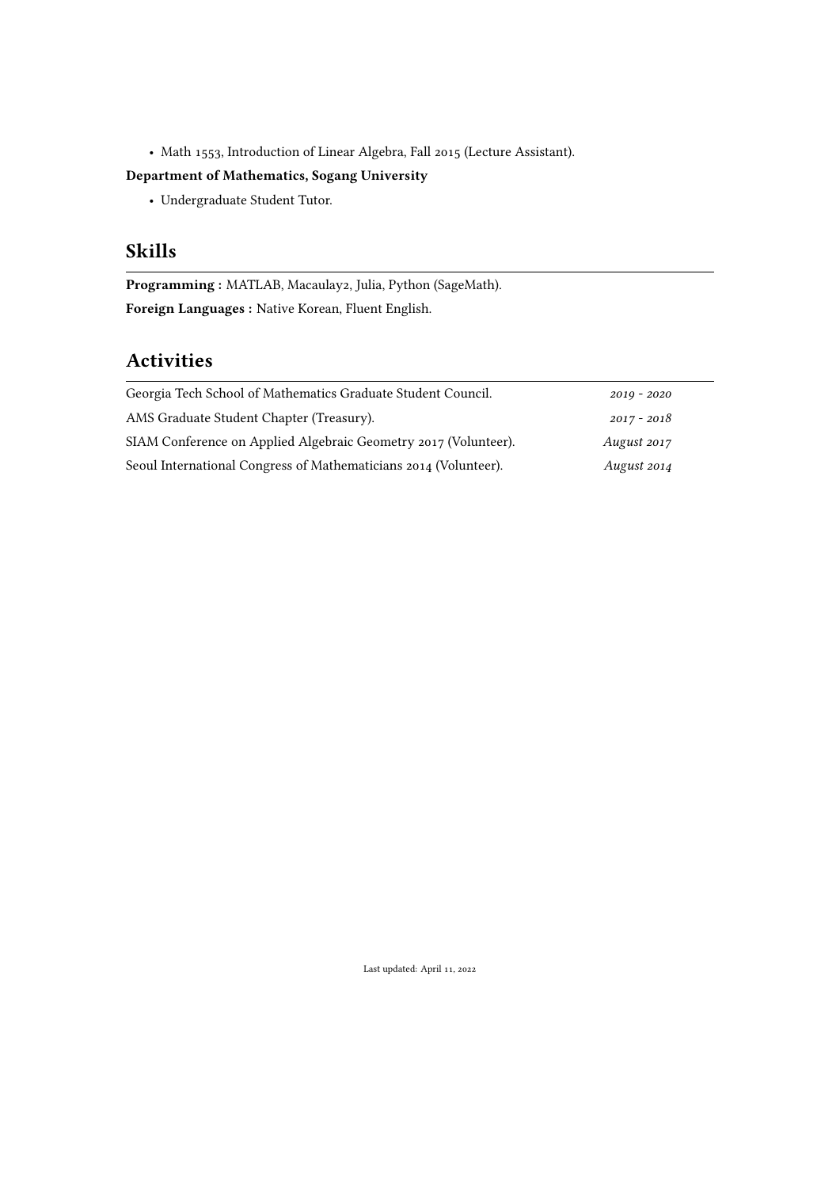- Math 1553, Introduction of Linear Algebra, Fall 2015 (Lecture Assistant).

**Department of Mathematics, Sogang University**

- Undergraduate Student Tutor.

## Skills

**Programming :** MATLAB, Macaulay2, Julia, Python (SageMath).

**Foreign Languages :** Native Korean, Fluent English.

## Activities

| | |
|---|---|
| Georgia Tech School of Mathematics Graduate Student Council. | *2019 - 2020* |
| AMS Graduate Student Chapter (Treasury). | *2017 - 2018* |
| SIAM Conference on Applied Algebraic Geometry 2017 (Volunteer). | *August 2017* |
| Seoul International Congress of Mathematicians 2014 (Volunteer). | *August 2014* |

Last updated: April 11, 2022